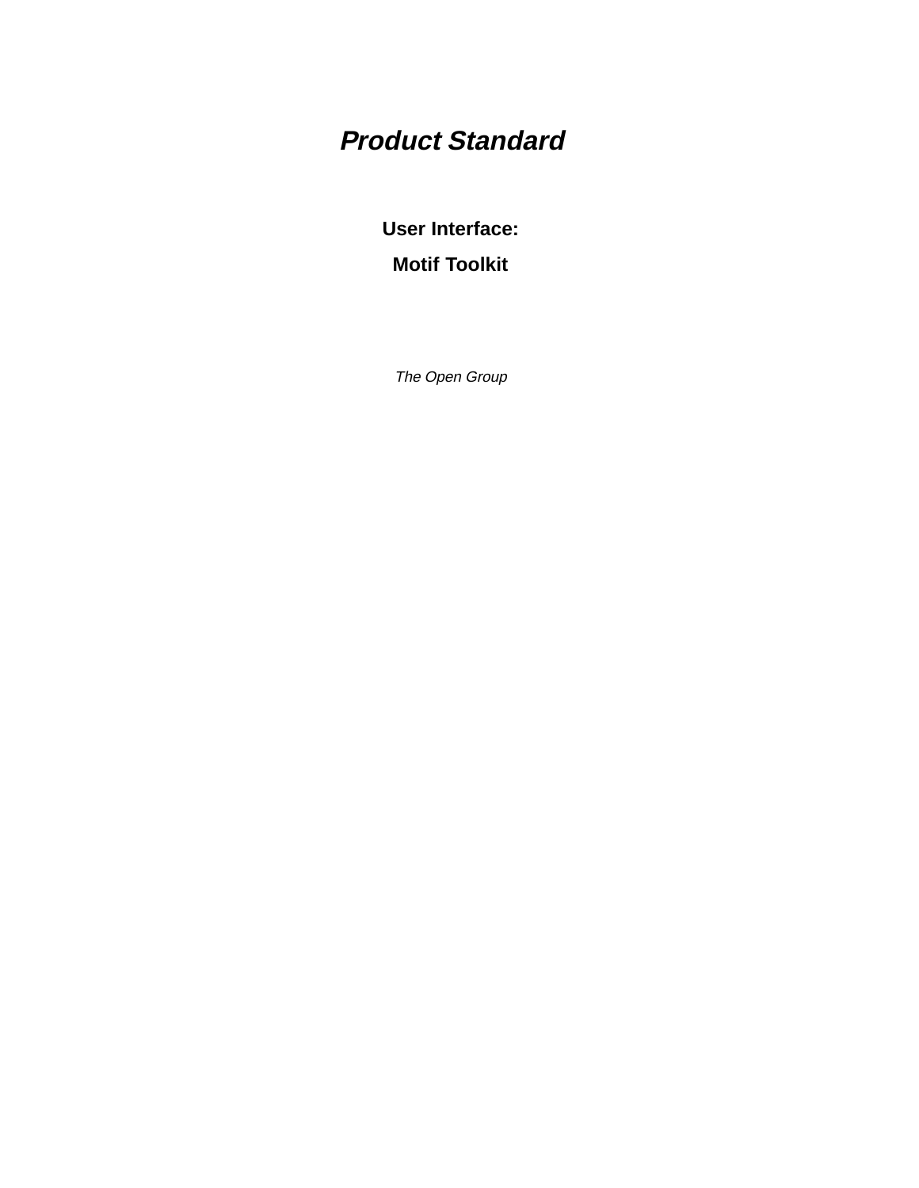# *Product Standard*

## User Interface:

## Motif Toolkit

*The Open Group*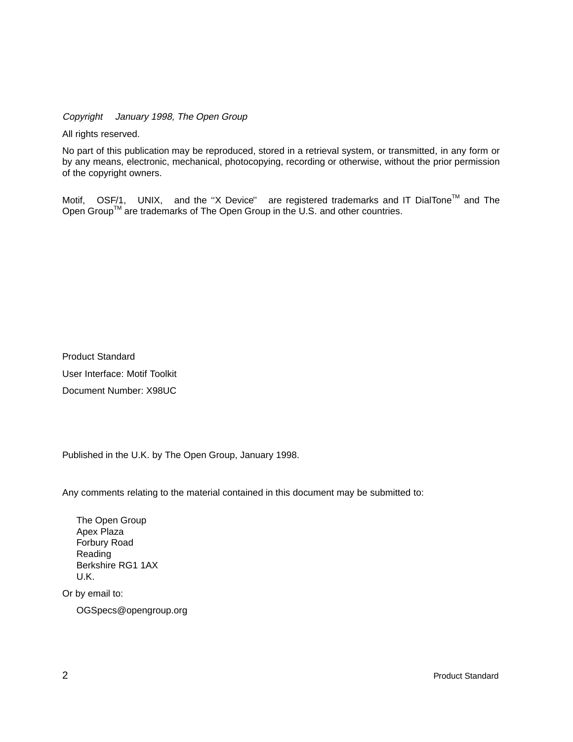*Copyright  January 1998, The Open Group*

All rights reserved.

No part of this publication may be reproduced, stored in a retrieval system, or transmitted, in any form or by any means, electronic, mechanical, photocopying, recording or otherwise, without the prior permission of the copyright owners.

Motif, OSF/1, UNIX, and the ''X Device'' are registered trademarks and IT DialTone™ and The Open Group™ are trademarks of The Open Group in the U.S. and other countries.

Product Standard

User Interface: Motif Toolkit

Document Number: X98UC

Published in the U.K. by The Open Group, January 1998.

Any comments relating to the material contained in this document may be submitted to:

The Open Group
Apex Plaza
Forbury Road
Reading
Berkshire RG1 1AX
U.K.

Or by email to:

OGSpecs@opengroup.org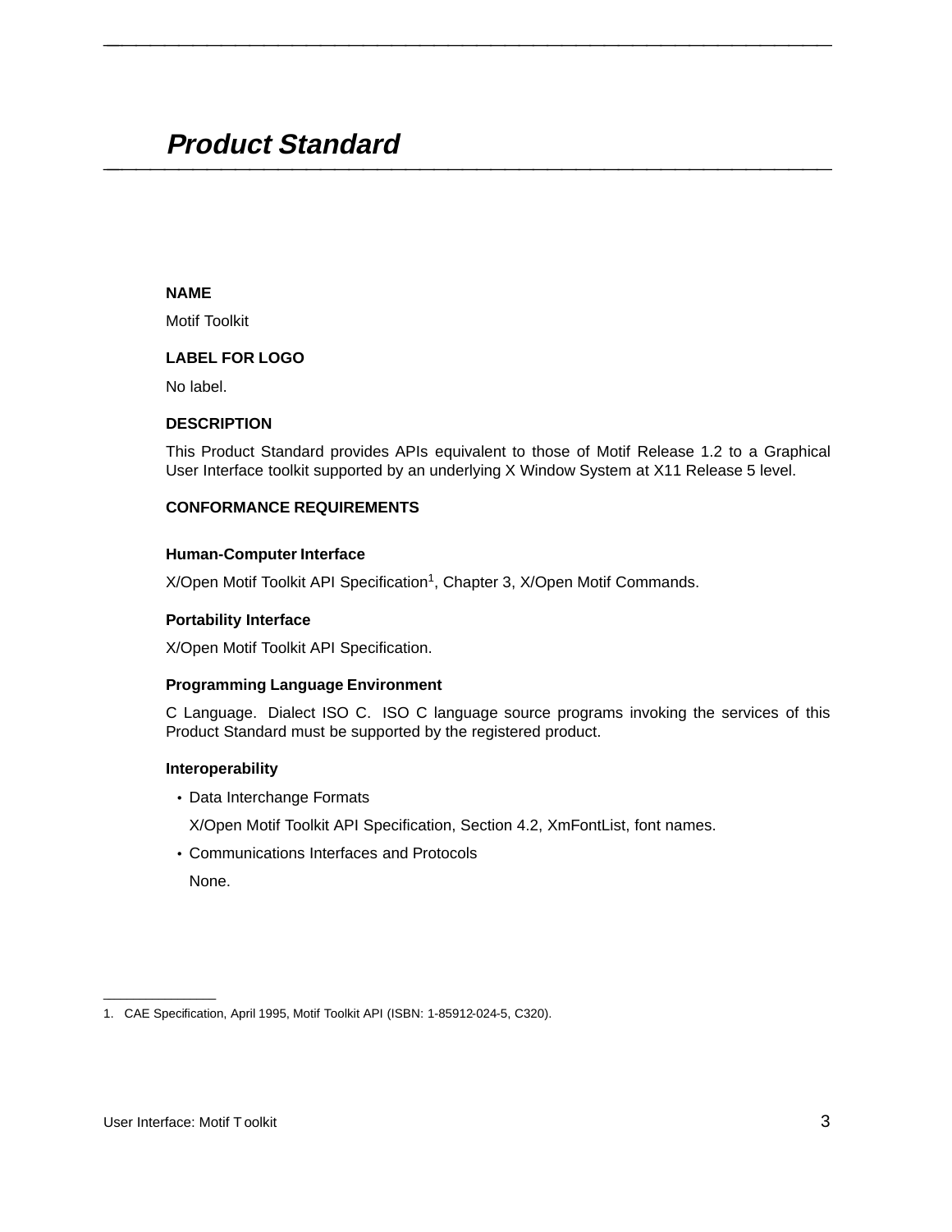# *Product Standard*

**NAME**

Motif Toolkit

**LABEL FOR LOGO**

No label.

**DESCRIPTION**

This Product Standard provides APIs equivalent to those of Motif Release 1.2 to a Graphical User Interface toolkit supported by an underlying X Window System at X11 Release 5 level.

**CONFORMANCE REQUIREMENTS**

**Human-Computer Interface**

X/Open Motif Toolkit API Specification[1], Chapter 3, X/Open Motif Commands.

**Portability Interface**

X/Open Motif Toolkit API Specification.

**Programming Language Environment**

C Language. Dialect ISO C. ISO C language source programs invoking the services of this Product Standard must be supported by the registered product.

**Interoperability**

- Data Interchange Formats

  X/Open Motif Toolkit API Specification, Section 4.2, XmFontList, font names.

- Communications Interfaces and Protocols

  None.

---

1. CAE Specification, April 1995, Motif Toolkit API (ISBN: 1-85912-024-5, C320).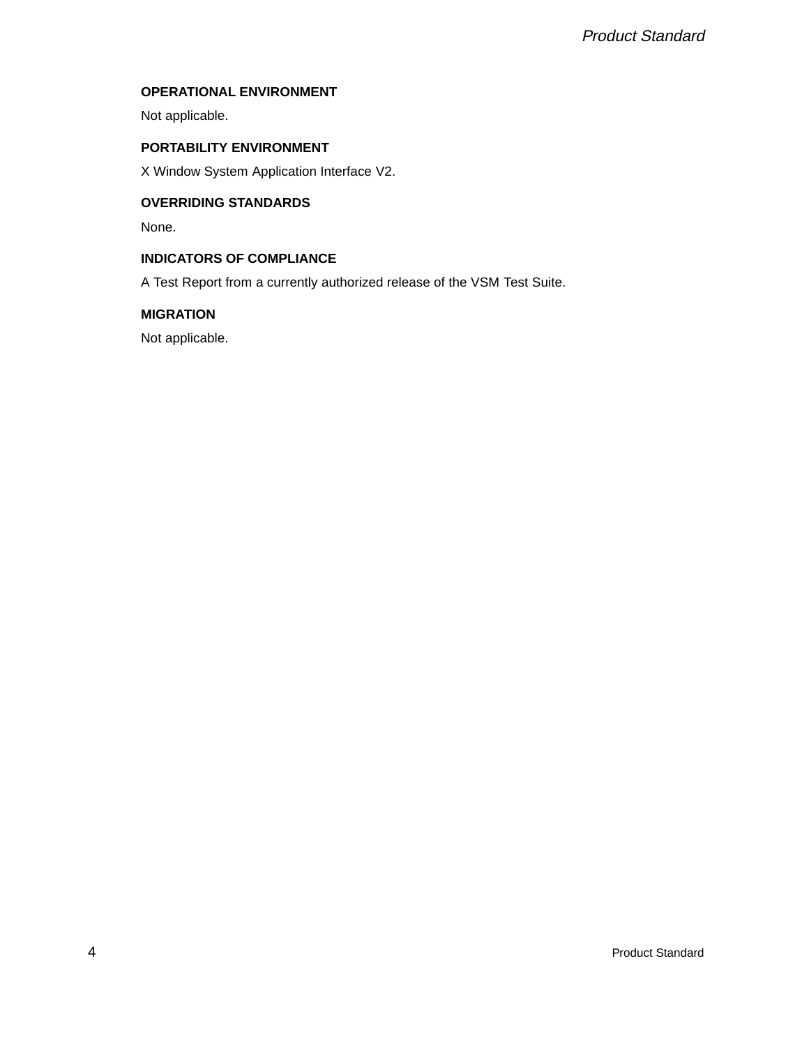## OPERATIONAL ENVIRONMENT

Not applicable.

## PORTABILITY ENVIRONMENT

X Window System Application Interface V2.

## OVERRIDING STANDARDS

None.

## INDICATORS OF COMPLIANCE

A Test Report from a currently authorized release of the VSM Test Suite.

## MIGRATION

Not applicable.